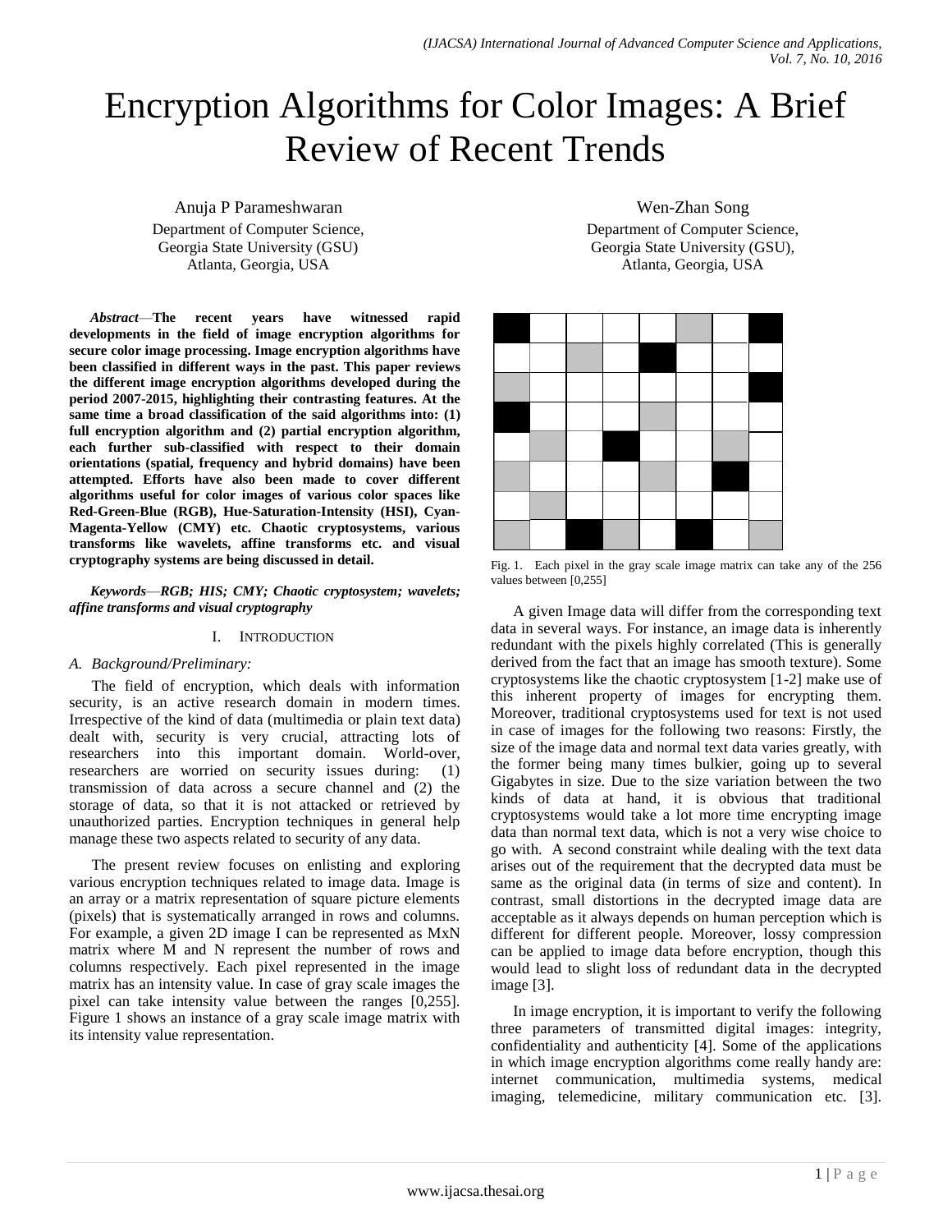# Encryption Algorithms for Color Images: A Brief Review of Recent Trends

Anuja P Parameshwaran
Department of Computer Science,
Georgia State University (GSU)
Atlanta, Georgia, USA

Wen-Zhan Song
Department of Computer Science,
Georgia State University (GSU),
Atlanta, Georgia, USA

***Abstract*—The recent years have witnessed rapid developments in the field of image encryption algorithms for secure color image processing. Image encryption algorithms have been classified in different ways in the past. This paper reviews the different image encryption algorithms developed during the period 2007-2015, highlighting their contrasting features. At the same time a broad classification of the said algorithms into: (1) full encryption algorithm and (2) partial encryption algorithm, each further sub-classified with respect to their domain orientations (spatial, frequency and hybrid domains) have been attempted. Efforts have also been made to cover different algorithms useful for color images of various color spaces like Red-Green-Blue (RGB), Hue-Saturation-Intensity (HSI), Cyan-Magenta-Yellow (CMY) etc. Chaotic cryptosystems, various transforms like wavelets, affine transforms etc. and visual cryptography systems are being discussed in detail.**

***Keywords*—*RGB; HIS; CMY; Chaotic cryptosystem; wavelets; affine transforms and visual cryptography***

## I. Introduction

### A. Background/Preliminary:

The field of encryption, which deals with information security, is an active research domain in modern times. Irrespective of the kind of data (multimedia or plain text data) dealt with, security is very crucial, attracting lots of researchers into this important domain. World-over, researchers are worried on security issues during: (1) transmission of data across a secure channel and (2) the storage of data, so that it is not attacked or retrieved by unauthorized parties. Encryption techniques in general help manage these two aspects related to security of any data.

The present review focuses on enlisting and exploring various encryption techniques related to image data. Image is an array or a matrix representation of square picture elements (pixels) that is systematically arranged in rows and columns. For example, a given 2D image I can be represented as MxN matrix where M and N represent the number of rows and columns respectively. Each pixel represented in the image matrix has an intensity value. In case of gray scale images the pixel can take intensity value between the ranges [0,255]. Figure 1 shows an instance of a gray scale image matrix with its intensity value representation.

Fig. 1. Each pixel in the gray scale image matrix can take any of the 256 values between [0,255]

A given Image data will differ from the corresponding text data in several ways. For instance, an image data is inherently redundant with the pixels highly correlated (This is generally derived from the fact that an image has smooth texture). Some cryptosystems like the chaotic cryptosystem [1-2] make use of this inherent property of images for encrypting them. Moreover, traditional cryptosystems used for text is not used in case of images for the following two reasons: Firstly, the size of the image data and normal text data varies greatly, with the former being many times bulkier, going up to several Gigabytes in size. Due to the size variation between the two kinds of data at hand, it is obvious that traditional cryptosystems would take a lot more time encrypting image data than normal text data, which is not a very wise choice to go with. A second constraint while dealing with the text data arises out of the requirement that the decrypted data must be same as the original data (in terms of size and content). In contrast, small distortions in the decrypted image data are acceptable as it always depends on human perception which is different for different people. Moreover, lossy compression can be applied to image data before encryption, though this would lead to slight loss of redundant data in the decrypted image [3].

In image encryption, it is important to verify the following three parameters of transmitted digital images: integrity, confidentiality and authenticity [4]. Some of the applications in which image encryption algorithms come really handy are: internet communication, multimedia systems, medical imaging, telemedicine, military communication etc. [3].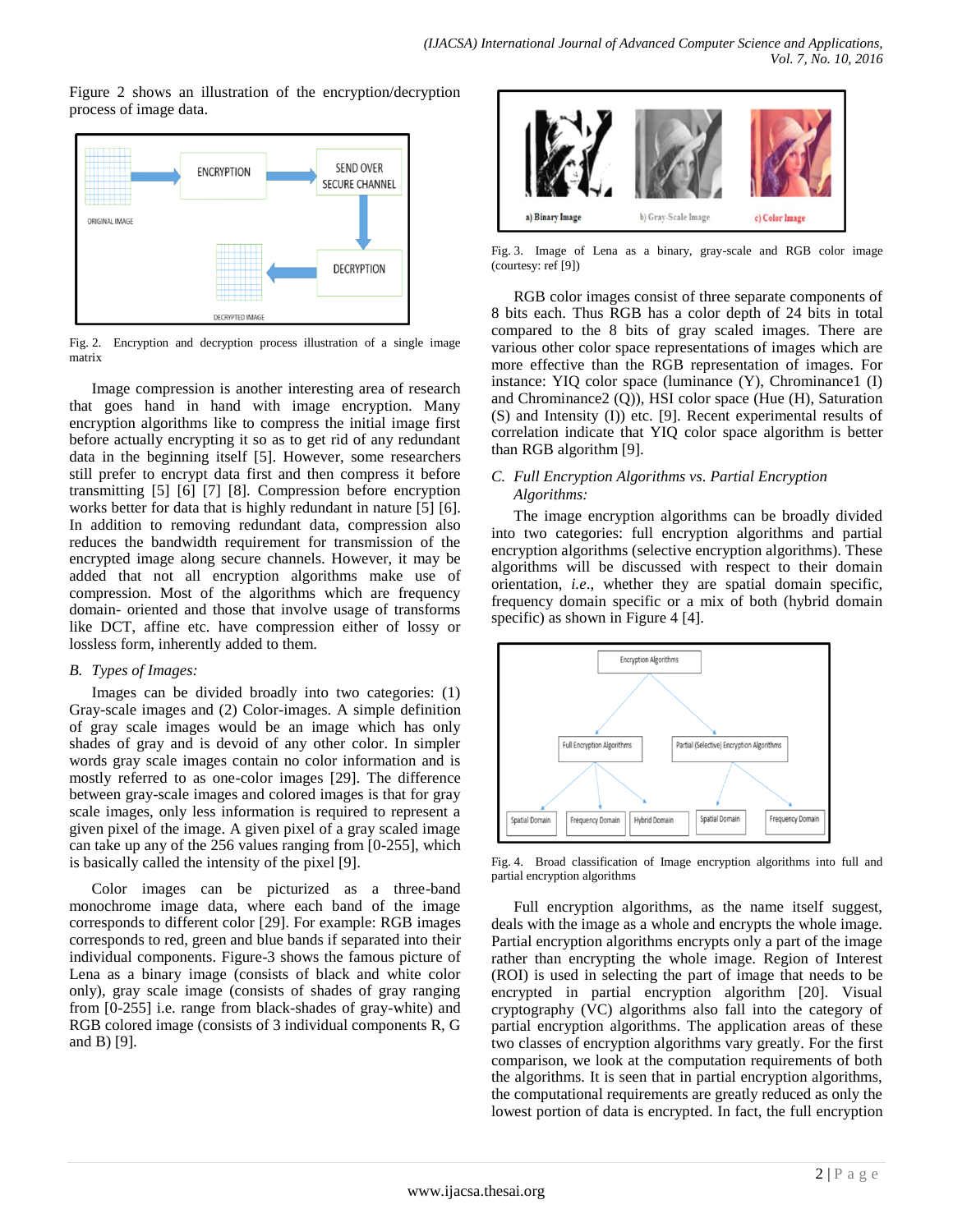Figure 2 shows an illustration of the encryption/decryption process of image data.

Fig. 2. Encryption and decryption process illustration of a single image matrix

Image compression is another interesting area of research that goes hand in hand with image encryption. Many encryption algorithms like to compress the initial image first before actually encrypting it so as to get rid of any redundant data in the beginning itself [5]. However, some researchers still prefer to encrypt data first and then compress it before transmitting [5] [6] [7] [8]. Compression before encryption works better for data that is highly redundant in nature [5] [6]. In addition to removing redundant data, compression also reduces the bandwidth requirement for transmission of the encrypted image along secure channels. However, it may be added that not all encryption algorithms make use of compression. Most of the algorithms which are frequency domain- oriented and those that involve usage of transforms like DCT, affine etc. have compression either of lossy or lossless form, inherently added to them.

### *B. Types of Images:*

Images can be divided broadly into two categories: (1) Gray-scale images and (2) Color-images. A simple definition of gray scale images would be an image which has only shades of gray and is devoid of any other color. In simpler words gray scale images contain no color information and is mostly referred to as one-color images [29]. The difference between gray-scale images and colored images is that for gray scale images, only less information is required to represent a given pixel of the image. A given pixel of a gray scaled image can take up any of the 256 values ranging from [0-255], which is basically called the intensity of the pixel [9].

Color images can be picturized as a three-band monochrome image data, where each band of the image corresponds to different color [29]. For example: RGB images corresponds to red, green and blue bands if separated into their individual components. Figure-3 shows the famous picture of Lena as a binary image (consists of black and white color only), gray scale image (consists of shades of gray ranging from [0-255] i.e. range from black-shades of gray-white) and RGB colored image (consists of 3 individual components R, G and B) [9].

Fig. 3. Image of Lena as a binary, gray-scale and RGB color image (courtesy: ref [9])

RGB color images consist of three separate components of 8 bits each. Thus RGB has a color depth of 24 bits in total compared to the 8 bits of gray scaled images. There are various other color space representations of images which are more effective than the RGB representation of images. For instance: YIQ color space (luminance (Y), Chrominance1 (I) and Chrominance2 (Q)), HSI color space (Hue (H), Saturation (S) and Intensity (I)) etc. [9]. Recent experimental results of correlation indicate that YIQ color space algorithm is better than RGB algorithm [9].

### *C. Full Encryption Algorithms vs. Partial Encryption Algorithms:*

The image encryption algorithms can be broadly divided into two categories: full encryption algorithms and partial encryption algorithms (selective encryption algorithms). These algorithms will be discussed with respect to their domain orientation, *i.e.*, whether they are spatial domain specific, frequency domain specific or a mix of both (hybrid domain specific) as shown in Figure 4 [4].

Fig. 4. Broad classification of Image encryption algorithms into full and partial encryption algorithms

Full encryption algorithms, as the name itself suggest, deals with the image as a whole and encrypts the whole image. Partial encryption algorithms encrypts only a part of the image rather than encrypting the whole image. Region of Interest (ROI) is used in selecting the part of image that needs to be encrypted in partial encryption algorithm [20]. Visual cryptography (VC) algorithms also fall into the category of partial encryption algorithms. The application areas of these two classes of encryption algorithms vary greatly. For the first comparison, we look at the computation requirements of both the algorithms. It is seen that in partial encryption algorithms, the computational requirements are greatly reduced as only the lowest portion of data is encrypted. In fact, the full encryption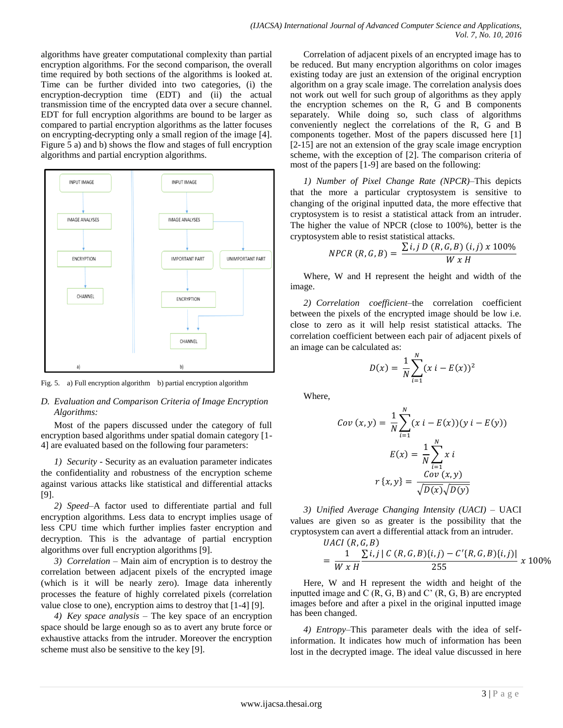algorithms have greater computational complexity than partial encryption algorithms. For the second comparison, the overall time required by both sections of the algorithms is looked at. Time can be further divided into two categories, (i) the encryption-decryption time (EDT) and (ii) the actual transmission time of the encrypted data over a secure channel. EDT for full encryption algorithms are bound to be larger as compared to partial encryption algorithms as the latter focuses on encrypting-decrypting only a small region of the image [4]. Figure 5 a) and b) shows the flow and stages of full encryption algorithms and partial encryption algorithms.

Fig. 5. a) Full encryption algorithm b) partial encryption algorithm

### D. *Evaluation and Comparison Criteria of Image Encryption Algorithms:*

Most of the papers discussed under the category of full encryption based algorithms under spatial domain category [1-4] are evaluated based on the following four parameters:

*1) Security* - Security as an evaluation parameter indicates the confidentiality and robustness of the encryption scheme against various attacks like statistical and differential attacks [9].

*2) Speed*–A factor used to differentiate partial and full encryption algorithms. Less data to encrypt implies usage of less CPU time which further implies faster encryption and decryption. This is the advantage of partial encryption algorithms over full encryption algorithms [9].

*3) Correlation* – Main aim of encryption is to destroy the correlation between adjacent pixels of the encrypted image (which is it will be nearly zero). Image data inherently processes the feature of highly correlated pixels (correlation value close to one), encryption aims to destroy that [1-4] [9].

*4) Key space analysis* – The key space of an encryption space should be large enough so as to avert any brute force or exhaustive attacks from the intruder. Moreover the encryption scheme must also be sensitive to the key [9].

Correlation of adjacent pixels of an encrypted image has to be reduced. But many encryption algorithms on color images existing today are just an extension of the original encryption algorithm on a gray scale image. The correlation analysis does not work out well for such group of algorithms as they apply the encryption schemes on the R, G and B components separately. While doing so, such class of algorithms conveniently neglect the correlations of the R, G and B components together. Most of the papers discussed here [1] [2-15] are not an extension of the gray scale image encryption scheme, with the exception of [2]. The comparison criteria of most of the papers [1-9] are based on the following:

*1) Number of Pixel Change Rate (NPCR)*–This depicts that the more a particular cryptosystem is sensitive to changing of the original inputted data, the more effective that cryptosystem is to resist a statistical attack from an intruder. The higher the value of NPCR (close to 100%), better is the cryptosystem able to resist statistical attacks.

$$NPCR\ (R,G,B) = \frac{\sum i,j\ D\ (R,G,B)\ (i,j)\ x\ 100\%}{W\ x\ H}$$

Where, W and H represent the height and width of the image.

*2) Correlation coefficient*–the correlation coefficient between the pixels of the encrypted image should be low i.e. close to zero as it will help resist statistical attacks. The correlation coefficient between each pair of adjacent pixels of an image can be calculated as:

$$D(x) = \frac{1}{N}\sum_{i=1}^{N}(x\ i - E(x))^2$$

Where,

$$Cov\ (x,y) = \frac{1}{N}\sum_{i=1}^{N}(x\ i - E(x))(y\ i - E(y))$$

$$E(x) = \frac{1}{N}\sum_{i=1}^{N} x\ i$$

$$r\ \{x,y\} = \frac{Cov\ (x,y)}{\sqrt{D(x)}\sqrt{D(y)}}$$

*3) Unified Average Changing Intensity (UACI)* – UACI values are given so as greater is the possibility that the cryptosystem can avert a differential attack from an intruder.

$$UACI\ (R,G,B) = \frac{1}{W\ x\ H}\frac{\sum i,j\ |\ C\ (R,G,B)\{i,j) - C'\{R,G,B)\{i,j)|}{255}\ x\ 100\%$$

Here, W and H represent the width and height of the inputted image and C (R, G, B) and C' (R, G, B) are encrypted images before and after a pixel in the original inputted image has been changed.

*4) Entropy*–This parameter deals with the idea of self-information. It indicates how much of information has been lost in the decrypted image. The ideal value discussed in here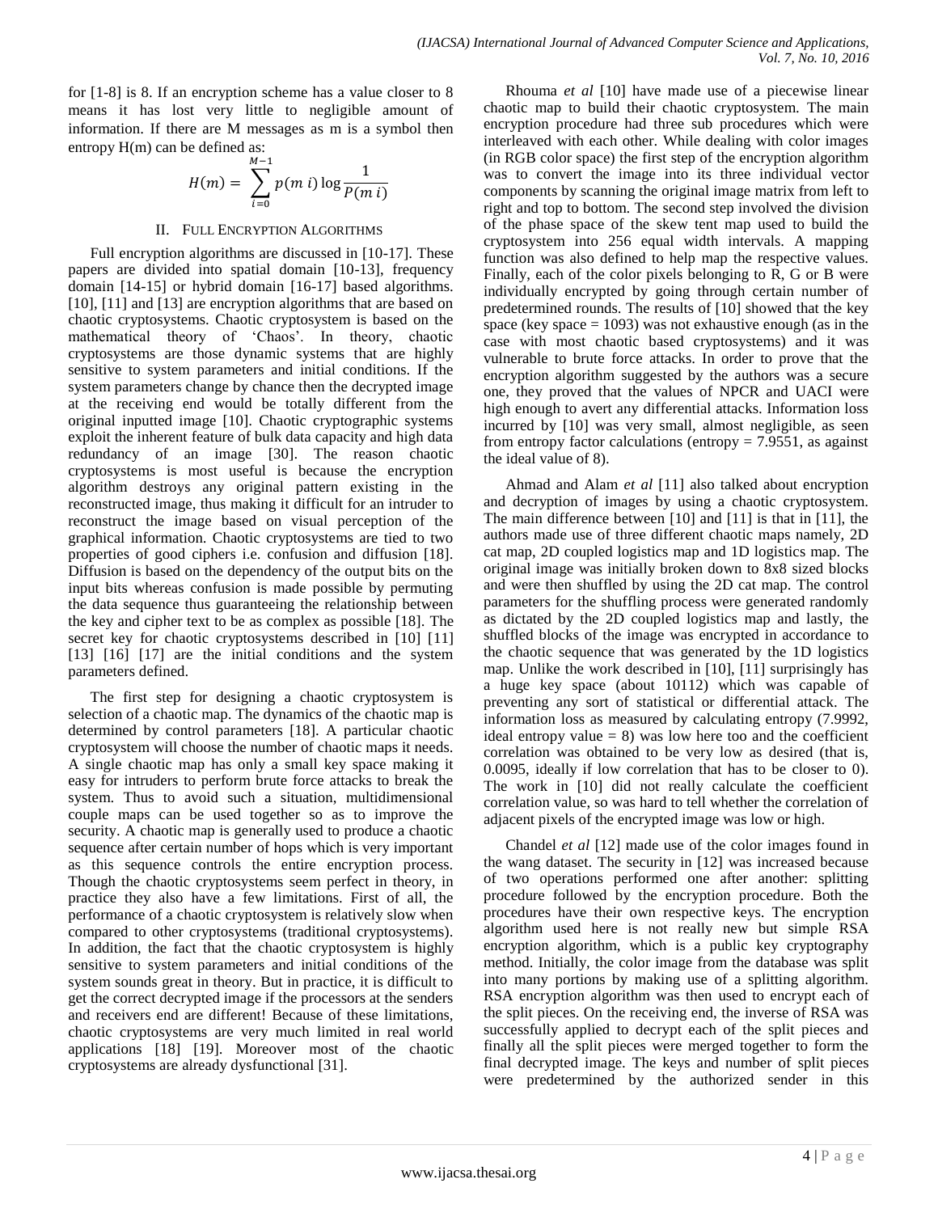for [1-8] is 8. If an encryption scheme has a value closer to 8 means it has lost very little to negligible amount of information. If there are M messages as m is a symbol then entropy H(m) can be defined as:

$$H(m) = \sum_{i=0}^{M-1} p(m\ i) \log \frac{1}{P(m\ i)}$$

## II. Full Encryption Algorithms

Full encryption algorithms are discussed in [10-17]. These papers are divided into spatial domain [10-13], frequency domain [14-15] or hybrid domain [16-17] based algorithms. [10], [11] and [13] are encryption algorithms that are based on chaotic cryptosystems. Chaotic cryptosystem is based on the mathematical theory of 'Chaos'. In theory, chaotic cryptosystems are those dynamic systems that are highly sensitive to system parameters and initial conditions. If the system parameters change by chance then the decrypted image at the receiving end would be totally different from the original inputted image [10]. Chaotic cryptographic systems exploit the inherent feature of bulk data capacity and high data redundancy of an image [30]. The reason chaotic cryptosystems is most useful is because the encryption algorithm destroys any original pattern existing in the reconstructed image, thus making it difficult for an intruder to reconstruct the image based on visual perception of the graphical information. Chaotic cryptosystems are tied to two properties of good ciphers i.e. confusion and diffusion [18]. Diffusion is based on the dependency of the output bits on the input bits whereas confusion is made possible by permuting the data sequence thus guaranteeing the relationship between the key and cipher text to be as complex as possible [18]. The secret key for chaotic cryptosystems described in [10] [11] [13] [16] [17] are the initial conditions and the system parameters defined.

The first step for designing a chaotic cryptosystem is selection of a chaotic map. The dynamics of the chaotic map is determined by control parameters [18]. A particular chaotic cryptosystem will choose the number of chaotic maps it needs. A single chaotic map has only a small key space making it easy for intruders to perform brute force attacks to break the system. Thus to avoid such a situation, multidimensional couple maps can be used together so as to improve the security. A chaotic map is generally used to produce a chaotic sequence after certain number of hops which is very important as this sequence controls the entire encryption process. Though the chaotic cryptosystems seem perfect in theory, in practice they also have a few limitations. First of all, the performance of a chaotic cryptosystem is relatively slow when compared to other cryptosystems (traditional cryptosystems). In addition, the fact that the chaotic cryptosystem is highly sensitive to system parameters and initial conditions of the system sounds great in theory. But in practice, it is difficult to get the correct decrypted image if the processors at the senders and receivers end are different! Because of these limitations, chaotic cryptosystems are very much limited in real world applications [18] [19]. Moreover most of the chaotic cryptosystems are already dysfunctional [31].

Rhouma *et al* [10] have made use of a piecewise linear chaotic map to build their chaotic cryptosystem. The main encryption procedure had three sub procedures which were interleaved with each other. While dealing with color images (in RGB color space) the first step of the encryption algorithm was to convert the image into its three individual vector components by scanning the original image matrix from left to right and top to bottom. The second step involved the division of the phase space of the skew tent map used to build the cryptosystem into 256 equal width intervals. A mapping function was also defined to help map the respective values. Finally, each of the color pixels belonging to R, G or B were individually encrypted by going through certain number of predetermined rounds. The results of [10] showed that the key space (key space = 1093) was not exhaustive enough (as in the case with most chaotic based cryptosystems) and it was vulnerable to brute force attacks. In order to prove that the encryption algorithm suggested by the authors was a secure one, they proved that the values of NPCR and UACI were high enough to avert any differential attacks. Information loss incurred by [10] was very small, almost negligible, as seen from entropy factor calculations (entropy = 7.9551, as against the ideal value of 8).

Ahmad and Alam *et al* [11] also talked about encryption and decryption of images by using a chaotic cryptosystem. The main difference between [10] and [11] is that in [11], the authors made use of three different chaotic maps namely, 2D cat map, 2D coupled logistics map and 1D logistics map. The original image was initially broken down to 8x8 sized blocks and were then shuffled by using the 2D cat map. The control parameters for the shuffling process were generated randomly as dictated by the 2D coupled logistics map and lastly, the shuffled blocks of the image was encrypted in accordance to the chaotic sequence that was generated by the 1D logistics map. Unlike the work described in [10], [11] surprisingly has a huge key space (about 10112) which was capable of preventing any sort of statistical or differential attack. The information loss as measured by calculating entropy (7.9992, ideal entropy value = 8) was low here too and the coefficient correlation was obtained to be very low as desired (that is, 0.0095, ideally if low correlation that has to be closer to 0). The work in [10] did not really calculate the coefficient correlation value, so was hard to tell whether the correlation of adjacent pixels of the encrypted image was low or high.

Chandel *et al* [12] made use of the color images found in the wang dataset. The security in [12] was increased because of two operations performed one after another: splitting procedure followed by the encryption procedure. Both the procedures have their own respective keys. The encryption algorithm used here is not really new but simple RSA encryption algorithm, which is a public key cryptography method. Initially, the color image from the database was split into many portions by making use of a splitting algorithm. RSA encryption algorithm was then used to encrypt each of the split pieces. On the receiving end, the inverse of RSA was successfully applied to decrypt each of the split pieces and finally all the split pieces were merged together to form the final decrypted image. The keys and number of split pieces were predetermined by the authorized sender in this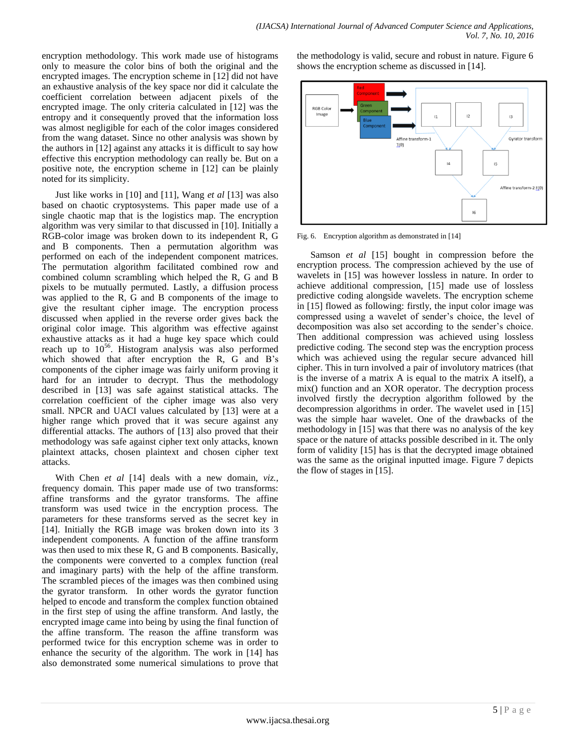encryption methodology. This work made use of histograms only to measure the color bins of both the original and the encrypted images. The encryption scheme in [12] did not have an exhaustive analysis of the key space nor did it calculate the coefficient correlation between adjacent pixels of the encrypted image. The only criteria calculated in [12] was the entropy and it consequently proved that the information loss was almost negligible for each of the color images considered from the wang dataset. Since no other analysis was shown by the authors in [12] against any attacks it is difficult to say how effective this encryption methodology can really be. But on a positive note, the encryption scheme in [12] can be plainly noted for its simplicity.

Just like works in [10] and [11], Wang *et al* [13] was also based on chaotic cryptosystems. This paper made use of a single chaotic map that is the logistics map. The encryption algorithm was very similar to that discussed in [10]. Initially a RGB-color image was broken down to its independent R, G and B components. Then a permutation algorithm was performed on each of the independent component matrices. The permutation algorithm facilitated combined row and combined column scrambling which helped the R, G and B pixels to be mutually permuted. Lastly, a diffusion process was applied to the R, G and B components of the image to give the resultant cipher image. The encryption process discussed when applied in the reverse order gives back the original color image. This algorithm was effective against exhaustive attacks as it had a huge key space which could reach up to $10^{56}$. Histogram analysis was also performed which showed that after encryption the R, G and B's components of the cipher image was fairly uniform proving it hard for an intruder to decrypt. Thus the methodology described in [13] was safe against statistical attacks. The correlation coefficient of the cipher image was also very small. NPCR and UACI values calculated by [13] were at a higher range which proved that it was secure against any differential attacks. The authors of [13] also proved that their methodology was safe against cipher text only attacks, known plaintext attacks, chosen plaintext and chosen cipher text attacks.

With Chen *et al* [14] deals with a new domain, *viz.,* frequency domain. This paper made use of two transforms: affine transforms and the gyrator transforms. The affine transform was used twice in the encryption process. The parameters for these transforms served as the secret key in [14]. Initially the RGB image was broken down into its 3 independent components. A function of the affine transform was then used to mix these R, G and B components. Basically, the components were converted to a complex function (real and imaginary parts) with the help of the affine transform. The scrambled pieces of the images was then combined using the gyrator transform. In other words the gyrator function helped to encode and transform the complex function obtained in the first step of using the affine transform. And lastly, the encrypted image came into being by using the final function of the affine transform. The reason the affine transform was performed twice for this encryption scheme was in order to enhance the security of the algorithm. The work in [14] has also demonstrated some numerical simulations to prove that the methodology is valid, secure and robust in nature. Figure 6 shows the encryption scheme as discussed in [14].

Fig. 6. Encryption algorithm as demonstrated in [14]

Samson *et al* [15] bought in compression before the encryption process. The compression achieved by the use of wavelets in [15] was however lossless in nature. In order to achieve additional compression, [15] made use of lossless predictive coding alongside wavelets. The encryption scheme in [15] flowed as following: firstly, the input color image was compressed using a wavelet of sender's choice, the level of decomposition was also set according to the sender's choice. Then additional compression was achieved using lossless predictive coding. The second step was the encryption process which was achieved using the regular secure advanced hill cipher. This in turn involved a pair of involutory matrices (that is the inverse of a matrix A is equal to the matrix A itself), a mix() function and an XOR operator. The decryption process involved firstly the decryption algorithm followed by the decompression algorithms in order. The wavelet used in [15] was the simple haar wavelet. One of the drawbacks of the methodology in [15] was that there was no analysis of the key space or the nature of attacks possible described in it. The only form of validity [15] has is that the decrypted image obtained was the same as the original inputted image. Figure 7 depicts the flow of stages in [15].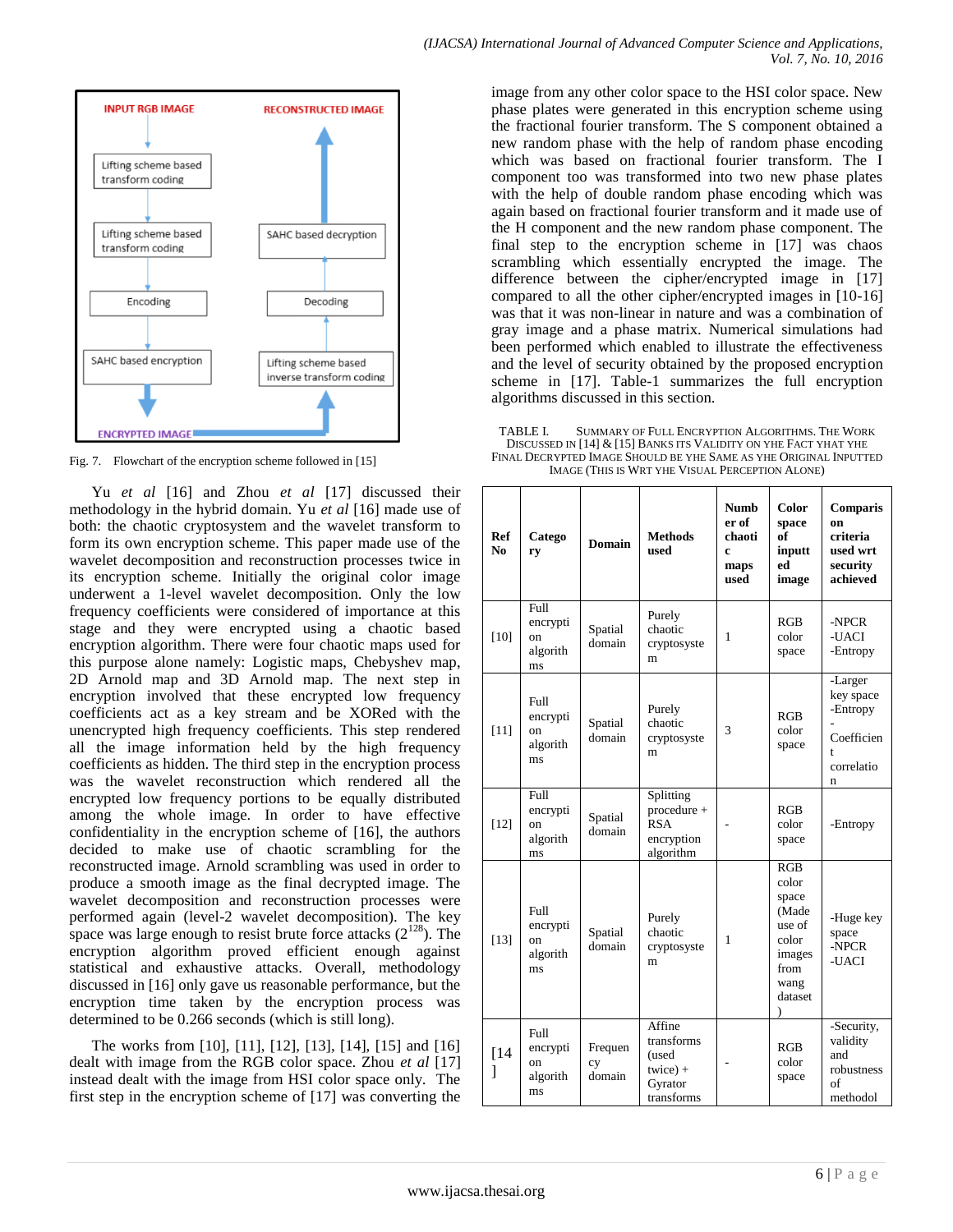Fig. 7. Flowchart of the encryption scheme followed in [15]

Yu *et al* [16] and Zhou *et al* [17] discussed their methodology in the hybrid domain. Yu *et al* [16] made use of both: the chaotic cryptosystem and the wavelet transform to form its own encryption scheme. This paper made use of the wavelet decomposition and reconstruction processes twice in its encryption scheme. Initially the original color image underwent a 1-level wavelet decomposition. Only the low frequency coefficients were considered of importance at this stage and they were encrypted using a chaotic based encryption algorithm. There were four chaotic maps used for this purpose alone namely: Logistic maps, Chebyshev map, 2D Arnold map and 3D Arnold map. The next step in encryption involved that these encrypted low frequency coefficients act as a key stream and be XORed with the unencrypted high frequency coefficients. This step rendered all the image information held by the high frequency coefficients as hidden. The third step in the encryption process was the wavelet reconstruction which rendered all the encrypted low frequency portions to be equally distributed among the whole image. In order to have effective confidentiality in the encryption scheme of [16], the authors decided to make use of chaotic scrambling for the reconstructed image. Arnold scrambling was used in order to produce a smooth image as the final decrypted image. The wavelet decomposition and reconstruction processes were performed again (level-2 wavelet decomposition). The key space was large enough to resist brute force attacks ($2^{128}$). The encryption algorithm proved efficient enough against statistical and exhaustive attacks. Overall, methodology discussed in [16] only gave us reasonable performance, but the encryption time taken by the encryption process was determined to be 0.266 seconds (which is still long).

The works from [10], [11], [12], [13], [14], [15] and [16] dealt with image from the RGB color space. Zhou *et al* [17] instead dealt with the image from HSI color space only. The first step in the encryption scheme of [17] was converting the image from any other color space to the HSI color space. New phase plates were generated in this encryption scheme using the fractional fourier transform. The S component obtained a new random phase with the help of random phase encoding which was based on fractional fourier transform. The I component too was transformed into two new phase plates with the help of double random phase encoding which was again based on fractional fourier transform and it made use of the H component and the new random phase component. The final step to the encryption scheme in [17] was chaos scrambling which essentially encrypted the image. The difference between the cipher/encrypted image in [17] compared to all the other cipher/encrypted images in [10-16] was that it was non-linear in nature and was a combination of gray image and a phase matrix. Numerical simulations had been performed which enabled to illustrate the effectiveness and the level of security obtained by the proposed encryption scheme in [17]. Table-1 summarizes the full encryption algorithms discussed in this section.

TABLE I. SUMMARY OF FULL ENCRYPTION ALGORITHMS. THE WORK DISCUSSED IN [14] & [15] BANKS ITS VALIDITY ON YHE FACT YHAT YHE FINAL DECRYPTED IMAGE SHOULD BE YHE SAME AS YHE ORIGINAL INPUTTED IMAGE (THIS IS WRT YHE VISUAL PERCEPTION ALONE)

| Ref No | Category | Domain | Methods used | Number of chaotic maps used | Color space of inputted image | Comparison criteria used wrt security achieved |
|---|---|---|---|---|---|---|
| [10] | Full encryption algorithms | Spatial domain | Purely chaotic cryptosystem | 1 | RGB color space | -NPCR -UACI -Entropy |
| [11] | Full encryption algorithms | Spatial domain | Purely chaotic cryptosystem | 3 | RGB color space | -Larger key space -Entropy -Coefficient correlation |
| [12] | Full encryption algorithms | Spatial domain | Splitting procedure + RSA encryption algorithm | - | RGB color space | -Entropy |
| [13] | Full encryption algorithms | Spatial domain | Purely chaotic cryptosystem | 1 | RGB color space (Made use of color images from wang dataset) | -Huge key space -NPCR -UACI |
| [14] | Full encryption algorithms | Frequency domain | Affine transforms (used twice) + Gyrator transforms | - | RGB color space | -Security, validity and robustness of methodol |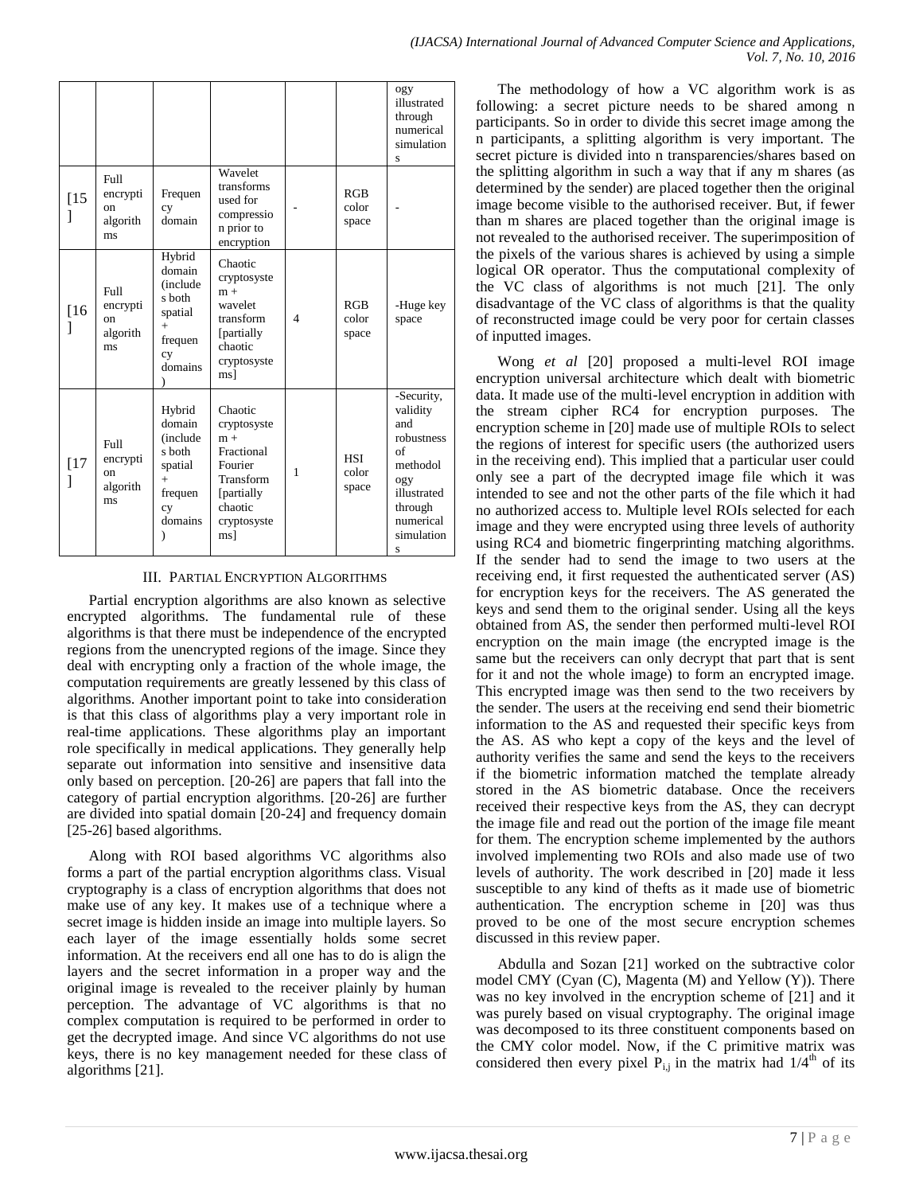| | | | | | | ogy illustrated through numerical simulations |
|---|---|---|---|---|---|---|
| [15] | Full encryption algorithms | Frequency domain | Wavelet transforms used for compression prior to encryption | - | RGB color space | - |
| [16] | Full encryption algorithms | Hybrid domain (includes both spatial + frequency domains) | Chaotic cryptosystem + wavelet transform [partially chaotic cryptosystems] | 4 | RGB color space | -Huge key space |
| [17] | Full encryption algorithms | Hybrid domain (includes both spatial + frequency domains) | Chaotic cryptosystem + Fractional Fourier Transform [partially chaotic cryptosystems] | 1 | HSI color space | -Security, validity and robustness of methodology illustrated through numerical simulations |

## III. Partial Encryption Algorithms

Partial encryption algorithms are also known as selective encrypted algorithms. The fundamental rule of these algorithms is that there must be independence of the encrypted regions from the unencrypted regions of the image. Since they deal with encrypting only a fraction of the whole image, the computation requirements are greatly lessened by this class of algorithms. Another important point to take into consideration is that this class of algorithms play a very important role in real-time applications. These algorithms play an important role specifically in medical applications. They generally help separate out information into sensitive and insensitive data only based on perception. [20-26] are papers that fall into the category of partial encryption algorithms. [20-26] are further are divided into spatial domain [20-24] and frequency domain [25-26] based algorithms.

Along with ROI based algorithms VC algorithms also forms a part of the partial encryption algorithms class. Visual cryptography is a class of encryption algorithms that does not make use of any key. It makes use of a technique where a secret image is hidden inside an image into multiple layers. So each layer of the image essentially holds some secret information. At the receivers end all one has to do is align the layers and the secret information in a proper way and the original image is revealed to the receiver plainly by human perception. The advantage of VC algorithms is that no complex computation is required to be performed in order to get the decrypted image. And since VC algorithms do not use keys, there is no key management needed for these class of algorithms [21].

The methodology of how a VC algorithm work is as following: a secret picture needs to be shared among n participants. So in order to divide this secret image among the n participants, a splitting algorithm is very important. The secret picture is divided into n transparencies/shares based on the splitting algorithm in such a way that if any m shares (as determined by the sender) are placed together then the original image become visible to the authorised receiver. But, if fewer than m shares are placed together than the original image is not revealed to the authorised receiver. The superimposition of the pixels of the various shares is achieved by using a simple logical OR operator. Thus the computational complexity of the VC class of algorithms is not much [21]. The only disadvantage of the VC class of algorithms is that the quality of reconstructed image could be very poor for certain classes of inputted images.

Wong *et al* [20] proposed a multi-level ROI image encryption universal architecture which dealt with biometric data. It made use of the multi-level encryption in addition with the stream cipher RC4 for encryption purposes. The encryption scheme in [20] made use of multiple ROIs to select the regions of interest for specific users (the authorized users in the receiving end). This implied that a particular user could only see a part of the decrypted image file which it was intended to see and not the other parts of the file which it had no authorized access to. Multiple level ROIs selected for each image and they were encrypted using three levels of authority using RC4 and biometric fingerprinting matching algorithms. If the sender had to send the image to two users at the receiving end, it first requested the authenticated server (AS) for encryption keys for the receivers. The AS generated the keys and send them to the original sender. Using all the keys obtained from AS, the sender then performed multi-level ROI encryption on the main image (the encrypted image is the same but the receivers can only decrypt that part that is sent for it and not the whole image) to form an encrypted image. This encrypted image was then send to the two receivers by the sender. The users at the receiving end send their biometric information to the AS and requested their specific keys from the AS. AS who kept a copy of the keys and the level of authority verifies the same and send the keys to the receivers if the biometric information matched the template already stored in the AS biometric database. Once the receivers received their respective keys from the AS, they can decrypt the image file and read out the portion of the image file meant for them. The encryption scheme implemented by the authors involved implementing two ROIs and also made use of two levels of authority. The work described in [20] made it less susceptible to any kind of thefts as it made use of biometric authentication. The encryption scheme in [20] was thus proved to be one of the most secure encryption schemes discussed in this review paper.

Abdulla and Sozan [21] worked on the subtractive color model CMY (Cyan (C), Magenta (M) and Yellow (Y)). There was no key involved in the encryption scheme of [21] and it was purely based on visual cryptography. The original image was decomposed to its three constituent components based on the CMY color model. Now, if the C primitive matrix was considered then every pixel $P_{i,j}$ in the matrix had $1/4^{th}$ of its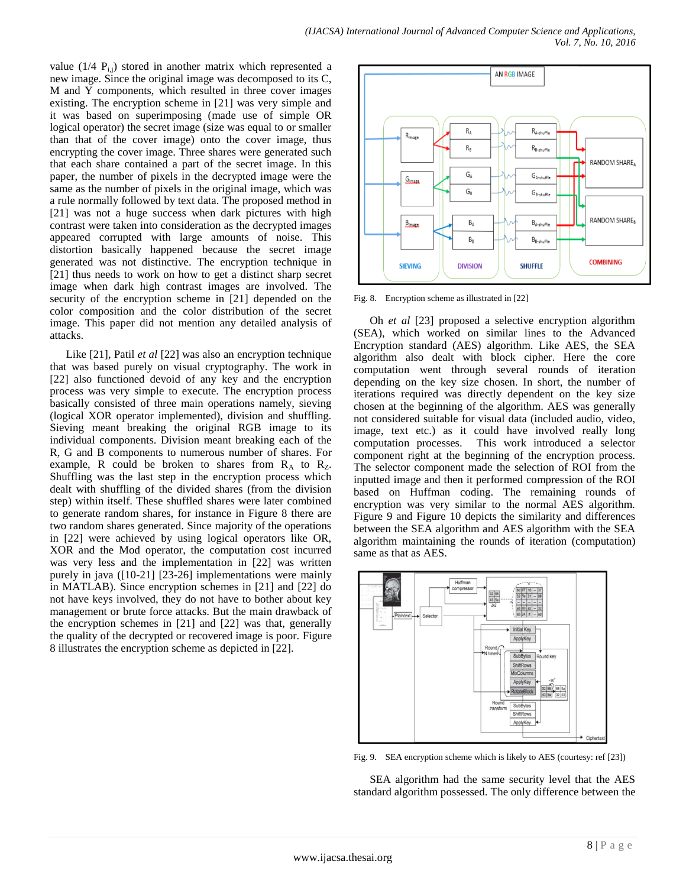value (1/4 $P_{i,j}$) stored in another matrix which represented a new image. Since the original image was decomposed to its C, M and Y components, which resulted in three cover images existing. The encryption scheme in [21] was very simple and it was based on superimposing (made use of simple OR logical operator) the secret image (size was equal to or smaller than that of the cover image) onto the cover image, thus encrypting the cover image. Three shares were generated such that each share contained a part of the secret image. In this paper, the number of pixels in the decrypted image were the same as the number of pixels in the original image, which was a rule normally followed by text data. The proposed method in [21] was not a huge success when dark pictures with high contrast were taken into consideration as the decrypted images appeared corrupted with large amounts of noise. This distortion basically happened because the secret image generated was not distinctive. The encryption technique in [21] thus needs to work on how to get a distinct sharp secret image when dark high contrast images are involved. The security of the encryption scheme in [21] depended on the color composition and the color distribution of the secret image. This paper did not mention any detailed analysis of attacks.

Like [21], Patil *et al* [22] was also an encryption technique that was based purely on visual cryptography. The work in [22] also functioned devoid of any key and the encryption process was very simple to execute. The encryption process basically consisted of three main operations namely, sieving (logical XOR operator implemented), division and shuffling. Sieving meant breaking the original RGB image to its individual components. Division meant breaking each of the R, G and B components to numerous number of shares. For example, R could be broken to shares from $R_A$ to $R_Z$. Shuffling was the last step in the encryption process which dealt with shuffling of the divided shares (from the division step) within itself. These shuffled shares were later combined to generate random shares, for instance in Figure 8 there are two random shares generated. Since majority of the operations in [22] were achieved by using logical operators like OR, XOR and the Mod operator, the computation cost incurred was very less and the implementation in [22] was written purely in java ([10-21] [23-26] implementations were mainly in MATLAB). Since encryption schemes in [21] and [22] do not have keys involved, they do not have to bother about key management or brute force attacks. But the main drawback of the encryption schemes in [21] and [22] was that, generally the quality of the decrypted or recovered image is poor. Figure 8 illustrates the encryption scheme as depicted in [22].

Fig. 8. Encryption scheme as illustrated in [22]

Oh *et al* [23] proposed a selective encryption algorithm (SEA), which worked on similar lines to the Advanced Encryption standard (AES) algorithm. Like AES, the SEA algorithm also dealt with block cipher. Here the core computation went through several rounds of iteration depending on the key size chosen. In short, the number of iterations required was directly dependent on the key size chosen at the beginning of the algorithm. AES was generally not considered suitable for visual data (included audio, video, image, text etc.) as it could have involved really long computation processes. This work introduced a selector component right at the beginning of the encryption process. The selector component made the selection of ROI from the inputted image and then it performed compression of the ROI based on Huffman coding. The remaining rounds of encryption was very similar to the normal AES algorithm. Figure 9 and Figure 10 depicts the similarity and differences between the SEA algorithm and AES algorithm with the SEA algorithm maintaining the rounds of iteration (computation) same as that as AES.

Fig. 9. SEA encryption scheme which is likely to AES (courtesy: ref [23])

SEA algorithm had the same security level that the AES standard algorithm possessed. The only difference between the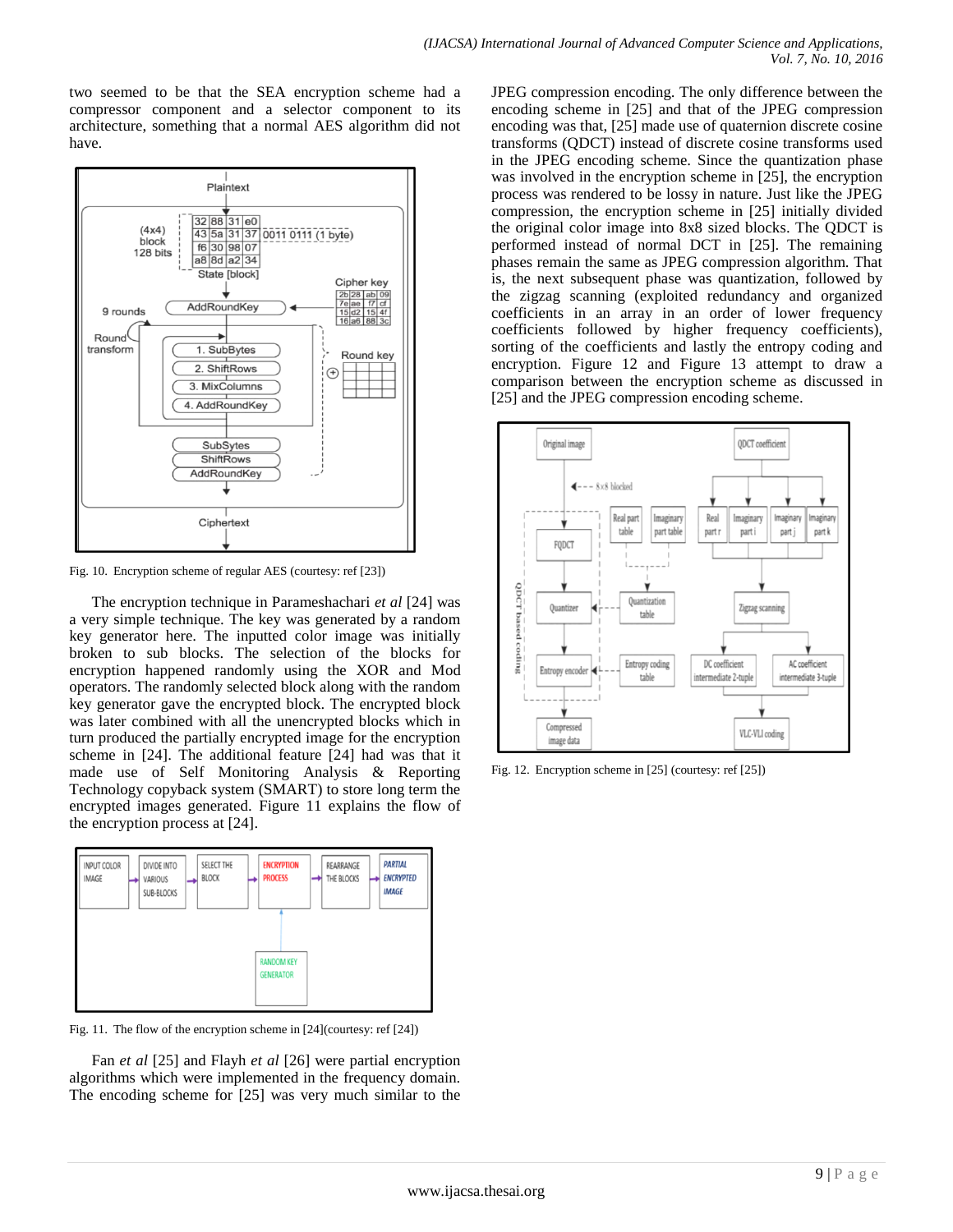two seemed to be that the SEA encryption scheme had a compressor component and a selector component to its architecture, something that a normal AES algorithm did not have.

Fig. 10. Encryption scheme of regular AES (courtesy: ref [23])

The encryption technique in Parameshachari *et al* [24] was a very simple technique. The key was generated by a random key generator here. The inputted color image was initially broken to sub blocks. The selection of the blocks for encryption happened randomly using the XOR and Mod operators. The randomly selected block along with the random key generator gave the encrypted block. The encrypted block was later combined with all the unencrypted blocks which in turn produced the partially encrypted image for the encryption scheme in [24]. The additional feature [24] had was that it made use of Self Monitoring Analysis & Reporting Technology copyback system (SMART) to store long term the encrypted images generated. Figure 11 explains the flow of the encryption process at [24].

Fig. 11. The flow of the encryption scheme in [24](courtesy: ref [24])

Fan *et al* [25] and Flayh *et al* [26] were partial encryption algorithms which were implemented in the frequency domain. The encoding scheme for [25] was very much similar to the JPEG compression encoding. The only difference between the encoding scheme in [25] and that of the JPEG compression encoding was that, [25] made use of quaternion discrete cosine transforms (QDCT) instead of discrete cosine transforms used in the JPEG encoding scheme. Since the quantization phase was involved in the encryption scheme in [25], the encryption process was rendered to be lossy in nature. Just like the JPEG compression, the encryption scheme in [25] initially divided the original color image into 8x8 sized blocks. The QDCT is performed instead of normal DCT in [25]. The remaining phases remain the same as JPEG compression algorithm. That is, the next subsequent phase was quantization, followed by the zigzag scanning (exploited redundancy and organized coefficients in an array in an order of lower frequency coefficients followed by higher frequency coefficients), sorting of the coefficients and lastly the entropy coding and encryption. Figure 12 and Figure 13 attempt to draw a comparison between the encryption scheme as discussed in [25] and the JPEG compression encoding scheme.

Fig. 12. Encryption scheme in [25] (courtesy: ref [25])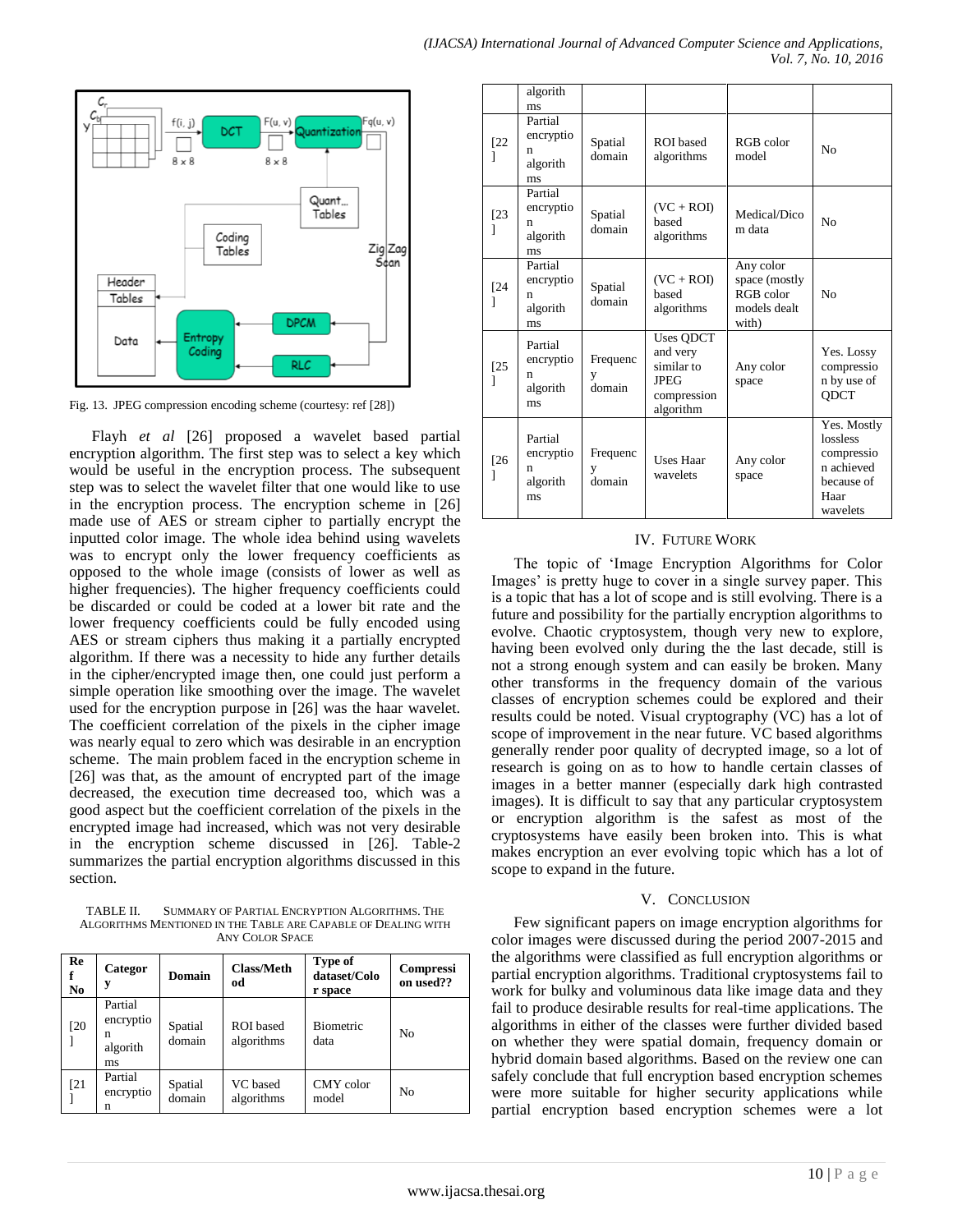Fig. 13. JPEG compression encoding scheme (courtesy: ref [28])

Flayh *et al* [26] proposed a wavelet based partial encryption algorithm. The first step was to select a key which would be useful in the encryption process. The subsequent step was to select the wavelet filter that one would like to use in the encryption process. The encryption scheme in [26] made use of AES or stream cipher to partially encrypt the inputted color image. The whole idea behind using wavelets was to encrypt only the lower frequency coefficients as opposed to the whole image (consists of lower as well as higher frequencies). The higher frequency coefficients could be discarded or could be coded at a lower bit rate and the lower frequency coefficients could be fully encoded using AES or stream ciphers thus making it a partially encrypted algorithm. If there was a necessity to hide any further details in the cipher/encrypted image then, one could just perform a simple operation like smoothing over the image. The wavelet used for the encryption purpose in [26] was the haar wavelet. The coefficient correlation of the pixels in the cipher image was nearly equal to zero which was desirable in an encryption scheme. The main problem faced in the encryption scheme in [26] was that, as the amount of encrypted part of the image decreased, the execution time decreased too, which was a good aspect but the coefficient correlation of the pixels in the encrypted image had increased, which was not very desirable in the encryption scheme discussed in [26]. Table-2 summarizes the partial encryption algorithms discussed in this section.

TABLE II. SUMMARY OF PARTIAL ENCRYPTION ALGORITHMS. THE ALGORITHMS MENTIONED IN THE TABLE ARE CAPABLE OF DEALING WITH ANY COLOR SPACE

| Ref No | Category | Domain | Class/Method | Type of dataset/Color space | Compression used?? |
|---|---|---|---|---|---|
| [20] | Partial encryption algorithms | Spatial domain | ROI based algorithms | Biometric data | No |
| [21] | Partial encryption algorithms | Spatial domain | VC based algorithms | CMY color model | No |
| [22] | Partial encryption algorithms | Spatial domain | ROI based algorithms | RGB color model | No |
| [23] | Partial encryption algorithms | Spatial domain | (VC + ROI) based algorithms | Medical/Dicom data | No |
| [24] | Partial encryption algorithms | Spatial domain | (VC + ROI) based algorithms | Any color space (mostly RGB color models dealt with) | No |
| [25] | Partial encryption algorithms | Frequency domain | Uses QDCT and very similar to JPEG compression algorithm | Any color space | Yes. Lossy compression by use of QDCT |
| [26] | Partial encryption algorithms | Frequency domain | Uses Haar wavelets | Any color space | Yes. Mostly lossless compression achieved because of Haar wavelets |

## IV. FUTURE WORK

The topic of 'Image Encryption Algorithms for Color Images' is pretty huge to cover in a single survey paper. This is a topic that has a lot of scope and is still evolving. There is a future and possibility for the partially encryption algorithms to evolve. Chaotic cryptosystem, though very new to explore, having been evolved only during the the last decade, still is not a strong enough system and can easily be broken. Many other transforms in the frequency domain of the various classes of encryption schemes could be explored and their results could be noted. Visual cryptography (VC) has a lot of scope of improvement in the near future. VC based algorithms generally render poor quality of decrypted image, so a lot of research is going on as to how to handle certain classes of images in a better manner (especially dark high contrasted images). It is difficult to say that any particular cryptosystem or encryption algorithm is the safest as most of the cryptosystems have easily been broken into. This is what makes encryption an ever evolving topic which has a lot of scope to expand in the future.

## V. CONCLUSION

Few significant papers on image encryption algorithms for color images were discussed during the period 2007-2015 and the algorithms were classified as full encryption algorithms or partial encryption algorithms. Traditional cryptosystems fail to work for bulky and voluminous data like image data and they fail to produce desirable results for real-time applications. The algorithms in either of the classes were further divided based on whether they were spatial domain, frequency domain or hybrid domain based algorithms. Based on the review one can safely conclude that full encryption based encryption schemes were more suitable for higher security applications while partial encryption based encryption schemes were a lot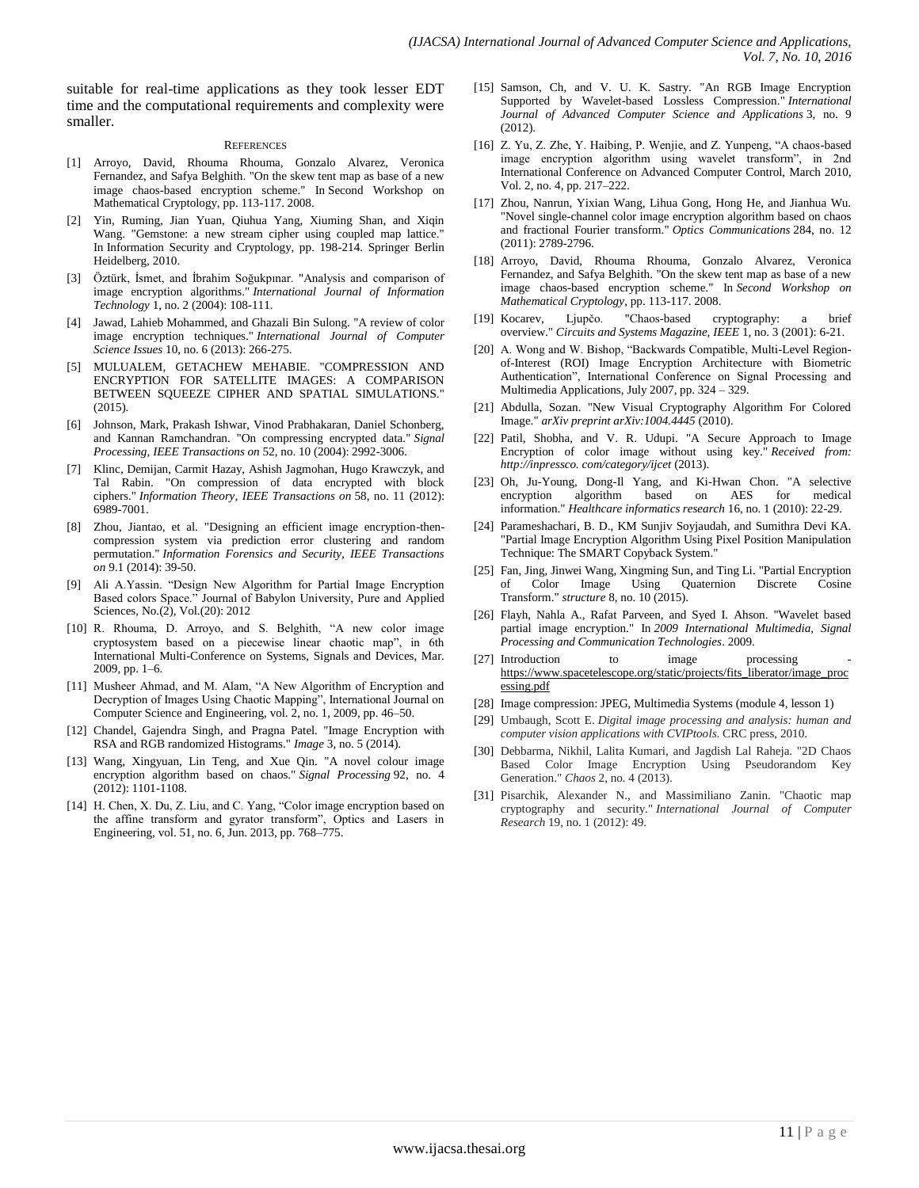suitable for real-time applications as they took lesser EDT time and the computational requirements and complexity were smaller.

## REFERENCES

[1] Arroyo, David, Rhouma Rhouma, Gonzalo Alvarez, Veronica Fernandez, and Safya Belghith. "On the skew tent map as base of a new image chaos-based encryption scheme." In Second Workshop on Mathematical Cryptology, pp. 113-117. 2008.

[2] Yin, Ruming, Jian Yuan, Qiuhua Yang, Xiuming Shan, and Xiqin Wang. "Gemstone: a new stream cipher using coupled map lattice." In Information Security and Cryptology, pp. 198-214. Springer Berlin Heidelberg, 2010.

[3] Öztürk, İsmet, and İbrahim Soğukpınar. "Analysis and comparison of image encryption algorithms." *International Journal of Information Technology* 1, no. 2 (2004): 108-111.

[4] Jawad, Lahieb Mohammed, and Ghazali Bin Sulong. "A review of color image encryption techniques." *International Journal of Computer Science Issues* 10, no. 6 (2013): 266-275.

[5] MULUALEM, GETACHEW MEHABIE. "COMPRESSION AND ENCRYPTION FOR SATELLITE IMAGES: A COMPARISON BETWEEN SQUEEZE CIPHER AND SPATIAL SIMULATIONS." (2015).

[6] Johnson, Mark, Prakash Ishwar, Vinod Prabhakaran, Daniel Schonberg, and Kannan Ramchandran. "On compressing encrypted data." *Signal Processing, IEEE Transactions on* 52, no. 10 (2004): 2992-3006.

[7] Klinc, Demijan, Carmit Hazay, Ashish Jagmohan, Hugo Krawczyk, and Tal Rabin. "On compression of data encrypted with block ciphers." *Information Theory, IEEE Transactions on* 58, no. 11 (2012): 6989-7001.

[8] Zhou, Jiantao, et al. "Designing an efficient image encryption-then-compression system via prediction error clustering and random permutation." *Information Forensics and Security, IEEE Transactions on* 9.1 (2014): 39-50.

[9] Ali A.Yassin. "Design New Algorithm for Partial Image Encryption Based colors Space." Journal of Babylon University, Pure and Applied Sciences, No.(2), Vol.(20): 2012

[10] R. Rhouma, D. Arroyo, and S. Belghith, "A new color image cryptosystem based on a piecewise linear chaotic map", in 6th International Multi-Conference on Systems, Signals and Devices, Mar. 2009, pp. 1–6.

[11] Musheer Ahmad, and M. Alam, "A New Algorithm of Encryption and Decryption of Images Using Chaotic Mapping", International Journal on Computer Science and Engineering, vol. 2, no. 1, 2009, pp. 46–50.

[12] Chandel, Gajendra Singh, and Pragna Patel. "Image Encryption with RSA and RGB randomized Histograms." *Image* 3, no. 5 (2014).

[13] Wang, Xingyuan, Lin Teng, and Xue Qin. "A novel colour image encryption algorithm based on chaos." *Signal Processing* 92, no. 4 (2012): 1101-1108.

[14] H. Chen, X. Du, Z. Liu, and C. Yang, "Color image encryption based on the affine transform and gyrator transform", Optics and Lasers in Engineering, vol. 51, no. 6, Jun. 2013, pp. 768–775.

[15] Samson, Ch, and V. U. K. Sastry. "An RGB Image Encryption Supported by Wavelet-based Lossless Compression." *International Journal of Advanced Computer Science and Applications* 3, no. 9 (2012).

[16] Z. Yu, Z. Zhe, Y. Haibing, P. Wenjie, and Z. Yunpeng, "A chaos-based image encryption algorithm using wavelet transform", in 2nd International Conference on Advanced Computer Control, March 2010, Vol. 2, no. 4, pp. 217–222.

[17] Zhou, Nanrun, Yixian Wang, Lihua Gong, Hong He, and Jianhua Wu. "Novel single-channel color image encryption algorithm based on chaos and fractional Fourier transform." *Optics Communications* 284, no. 12 (2011): 2789-2796.

[18] Arroyo, David, Rhouma Rhouma, Gonzalo Alvarez, Veronica Fernandez, and Safya Belghith. "On the skew tent map as base of a new image chaos-based encryption scheme." In *Second Workshop on Mathematical Cryptology*, pp. 113-117. 2008.

[19] Kocarev, Ljupčo. "Chaos-based cryptography: a brief overview." *Circuits and Systems Magazine, IEEE* 1, no. 3 (2001): 6-21.

[20] A. Wong and W. Bishop, "Backwards Compatible, Multi-Level Region-of-Interest (ROI) Image Encryption Architecture with Biometric Authentication", International Conference on Signal Processing and Multimedia Applications, July 2007, pp. 324 – 329.

[21] Abdulla, Sozan. "New Visual Cryptography Algorithm For Colored Image." *arXiv preprint arXiv:1004.4445* (2010).

[22] Patil, Shobha, and V. R. Udupi. "A Secure Approach to Image Encryption of color image without using key." *Received from: http://inpressco. com/category/ijcet* (2013).

[23] Oh, Ju-Young, Dong-Il Yang, and Ki-Hwan Chon. "A selective encryption algorithm based on AES for medical information." *Healthcare informatics research* 16, no. 1 (2010): 22-29.

[24] Parameshachari, B. D., KM Sunjiv Soyjaudah, and Sumithra Devi KA. "Partial Image Encryption Algorithm Using Pixel Position Manipulation Technique: The SMART Copyback System."

[25] Fan, Jing, Jinwei Wang, Xingming Sun, and Ting Li. "Partial Encryption of Color Image Using Quaternion Discrete Cosine Transform." *structure* 8, no. 10 (2015).

[26] Flayh, Nahla A., Rafat Parveen, and Syed I. Ahson. "Wavelet based partial image encryption." In *2009 International Multimedia, Signal Processing and Communication Technologies*. 2009.

[27] Introduction to image processing - https://www.spacetelescope.org/static/projects/fits_liberator/image_processing.pdf

[28] Image compression: JPEG, Multimedia Systems (module 4, lesson 1)

[29] Umbaugh, Scott E. *Digital image processing and analysis: human and computer vision applications with CVIPtools*. CRC press, 2010.

[30] Debbarma, Nikhil, Lalita Kumari, and Jagdish Lal Raheja. "2D Chaos Based Color Image Encryption Using Pseudorandom Key Generation." *Chaos* 2, no. 4 (2013).

[31] Pisarchik, Alexander N., and Massimiliano Zanin. "Chaotic map cryptography and security." *International Journal of Computer Research* 19, no. 1 (2012): 49.